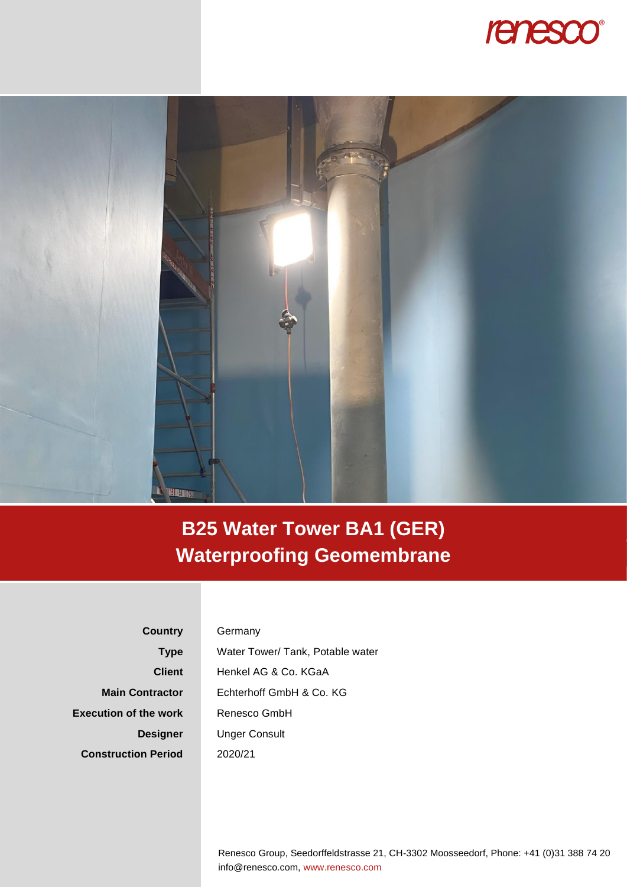# B25 Water Tower BA1 (GER) Waterproofing Geomembrane

| | |
|---|---|
| **Country** | Germany |
| **Type** | Water Tower/ Tank, Potable water |
| **Client** | Henkel AG & Co. KGaA |
| **Main Contractor** | Echterhoff GmbH & Co. KG |
| **Execution of the work** | Renesco GmbH |
| **Designer** | Unger Consult |
| **Construction Period** | 2020/21 |

Renesco Group, Seedorffeldstrasse 21, CH-3302 Moosseedorf, Phone: +41 (0)31 388 74 20
info@renesco.com, www.renesco.com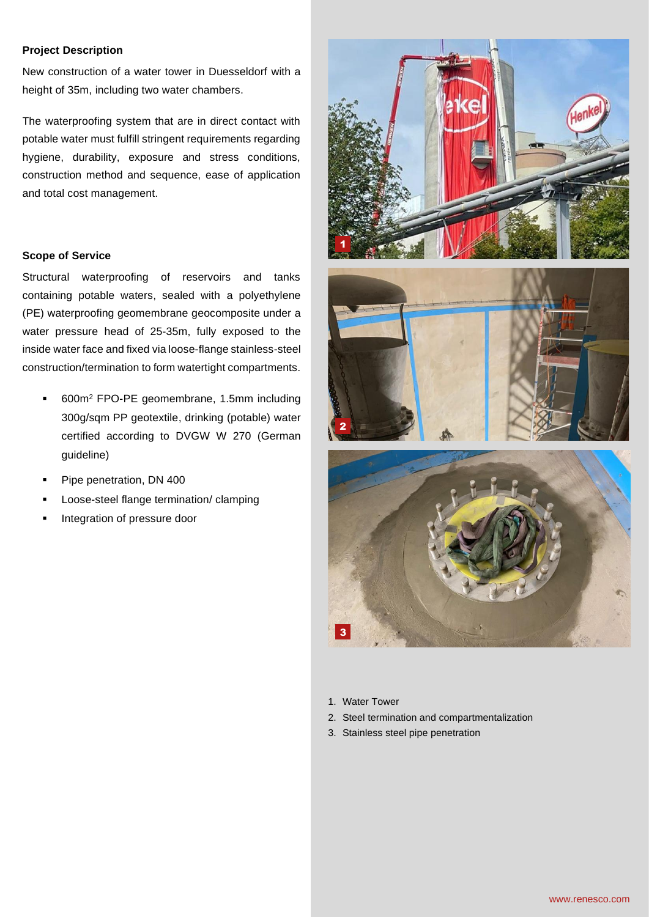**Project Description**

New construction of a water tower in Duesseldorf with a height of 35m, including two water chambers.

The waterproofing system that are in direct contact with potable water must fulfill stringent requirements regarding hygiene, durability, exposure and stress conditions, construction method and sequence, ease of application and total cost management.

**Scope of Service**

Structural waterproofing of reservoirs and tanks containing potable waters, sealed with a polyethylene (PE) waterproofing geomembrane geocomposite under a water pressure head of 25-35m, fully exposed to the inside water face and fixed via loose-flange stainless-steel construction/termination to form watertight compartments.

- 600m$^2$ FPO-PE geomembrane, 1.5mm including 300g/sqm PP geotextile, drinking (potable) water certified according to DVGW W 270 (German guideline)
- Pipe penetration, DN 400
- Loose-steel flange termination/ clamping
- Integration of pressure door

1. Water Tower
2. Steel termination and compartmentalization
3. Stainless steel pipe penetration